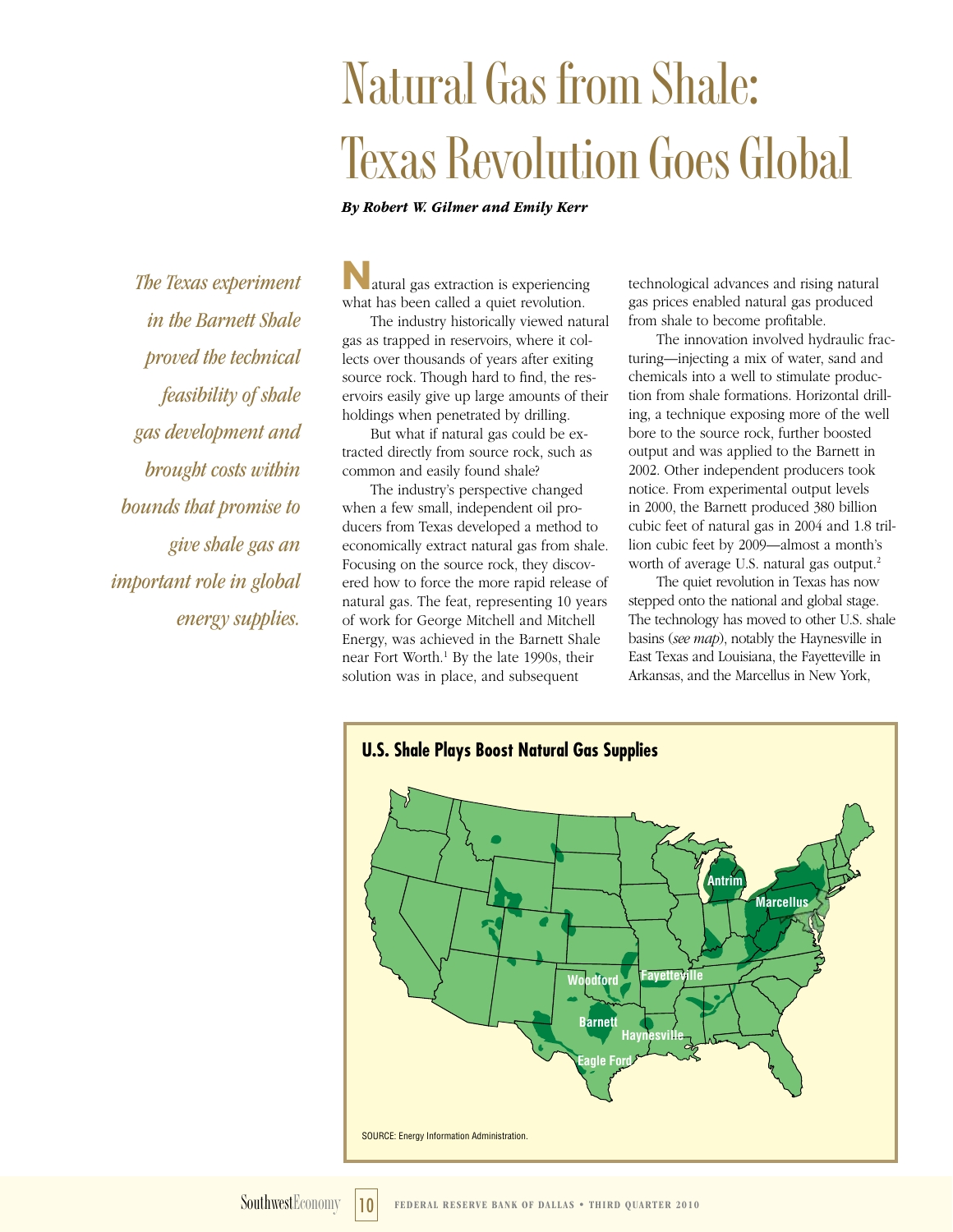# Natural Gas from Shale: Texas Revolution Goes Global

***By Robert W. Gilmer and Emily Kerr***

*The Texas experiment in the Barnett Shale proved the technical feasibility of shale gas development and brought costs within bounds that promise to give shale gas an important role in global energy supplies.*

Natural gas extraction is experiencing what has been called a quiet revolution.

The industry historically viewed natural gas as trapped in reservoirs, where it collects over thousands of years after exiting source rock. Though hard to find, the reservoirs easily give up large amounts of their holdings when penetrated by drilling.

But what if natural gas could be extracted directly from source rock, such as common and easily found shale?

The industry's perspective changed when a few small, independent oil producers from Texas developed a method to economically extract natural gas from shale. Focusing on the source rock, they discovered how to force the more rapid release of natural gas. The feat, representing 10 years of work for George Mitchell and Mitchell Energy, was achieved in the Barnett Shale near Fort Worth.[1] By the late 1990s, their solution was in place, and subsequent technological advances and rising natural gas prices enabled natural gas produced from shale to become profitable.

The innovation involved hydraulic fracturing—injecting a mix of water, sand and chemicals into a well to stimulate production from shale formations. Horizontal drilling, a technique exposing more of the well bore to the source rock, further boosted output and was applied to the Barnett in 2002. Other independent producers took notice. From experimental output levels in 2000, the Barnett produced 380 billion cubic feet of natural gas in 2004 and 1.8 trillion cubic feet by 2009—almost a month's worth of average U.S. natural gas output.[2]

The quiet revolution in Texas has now stepped onto the national and global stage. The technology has moved to other U.S. shale basins (*see map*), notably the Haynesville in East Texas and Louisiana, the Fayetteville in Arkansas, and the Marcellus in New York,

**U.S. Shale Plays Boost Natural Gas Supplies**

Antrim, Marcellus, Woodford, Fayetteville, Barnett, Haynesville, Eagle Ford

SOURCE: Energy Information Administration.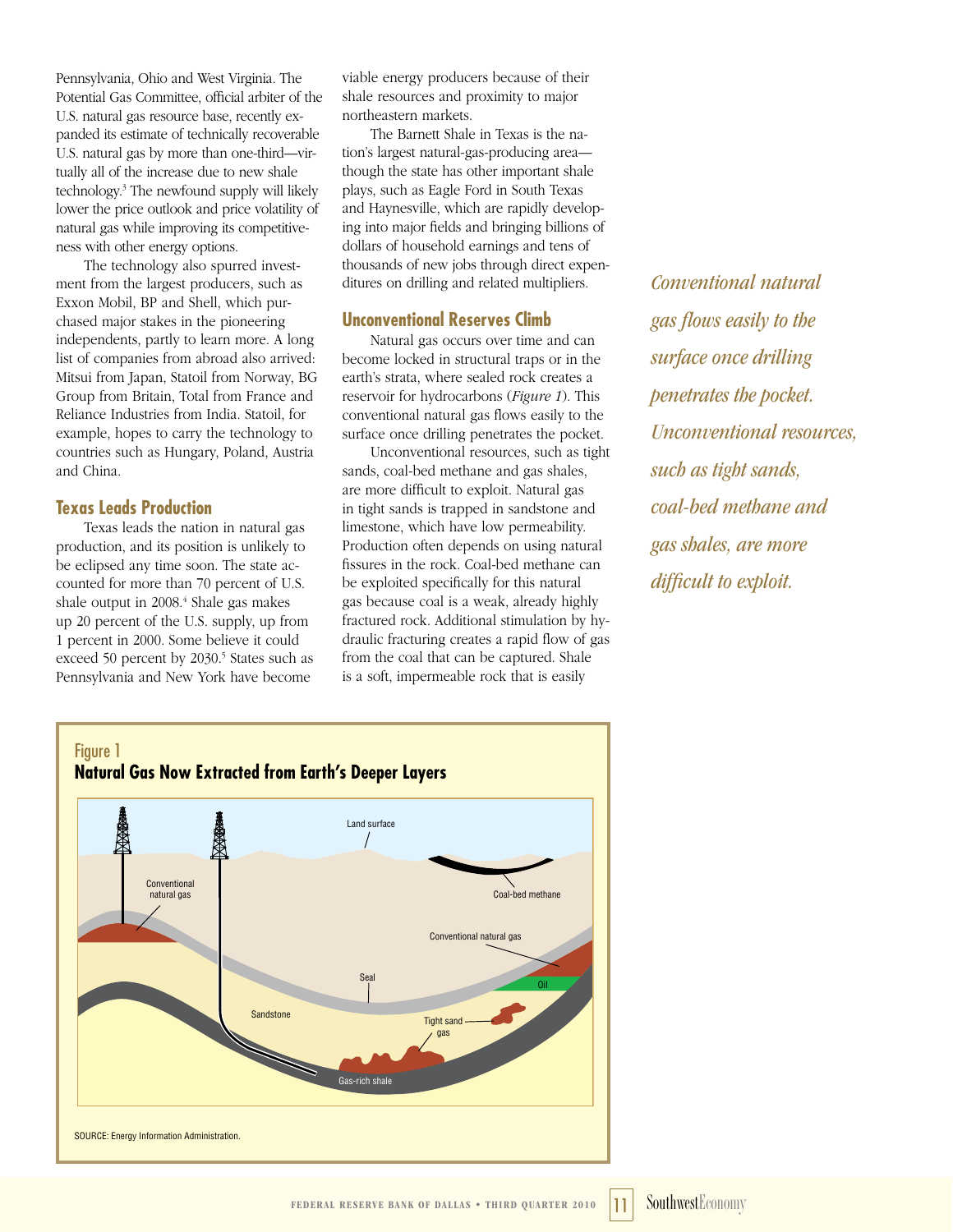Pennsylvania, Ohio and West Virginia. The Potential Gas Committee, official arbiter of the U.S. natural gas resource base, recently expanded its estimate of technically recoverable U.S. natural gas by more than one-third—virtually all of the increase due to new shale technology.[3] The newfound supply will likely lower the price outlook and price volatility of natural gas while improving its competitiveness with other energy options.

The technology also spurred investment from the largest producers, such as Exxon Mobil, BP and Shell, which purchased major stakes in the pioneering independents, partly to learn more. A long list of companies from abroad also arrived: Mitsui from Japan, Statoil from Norway, BG Group from Britain, Total from France and Reliance Industries from India. Statoil, for example, hopes to carry the technology to countries such as Hungary, Poland, Austria and China.

## Texas Leads Production

Texas leads the nation in natural gas production, and its position is unlikely to be eclipsed any time soon. The state accounted for more than 70 percent of U.S. shale output in 2008.[4] Shale gas makes up 20 percent of the U.S. supply, up from 1 percent in 2000. Some believe it could exceed 50 percent by 2030.[5] States such as Pennsylvania and New York have become viable energy producers because of their shale resources and proximity to major northeastern markets.

The Barnett Shale in Texas is the nation's largest natural-gas-producing area—though the state has other important shale plays, such as Eagle Ford in South Texas and Haynesville, which are rapidly developing into major fields and bringing billions of dollars of household earnings and tens of thousands of new jobs through direct expenditures on drilling and related multipliers.

## Unconventional Reserves Climb

Natural gas occurs over time and can become locked in structural traps or in the earth's strata, where sealed rock creates a reservoir for hydrocarbons (*Figure 1*). This conventional natural gas flows easily to the surface once drilling penetrates the pocket.

Unconventional resources, such as tight sands, coal-bed methane and gas shales, are more difficult to exploit. Natural gas in tight sands is trapped in sandstone and limestone, which have low permeability. Production often depends on using natural fissures in the rock. Coal-bed methane can be exploited specifically for this natural gas because coal is a weak, already highly fractured rock. Additional stimulation by hydraulic fracturing creates a rapid flow of gas from the coal that can be captured. Shale is a soft, impermeable rock that is easily

*Conventional natural gas flows easily to the surface once drilling penetrates the pocket. Unconventional resources, such as tight sands, coal-bed methane and gas shales, are more difficult to exploit.*

**Figure 1**
**Natural Gas Now Extracted from Earth's Deeper Layers**

SOURCE: Energy Information Administration.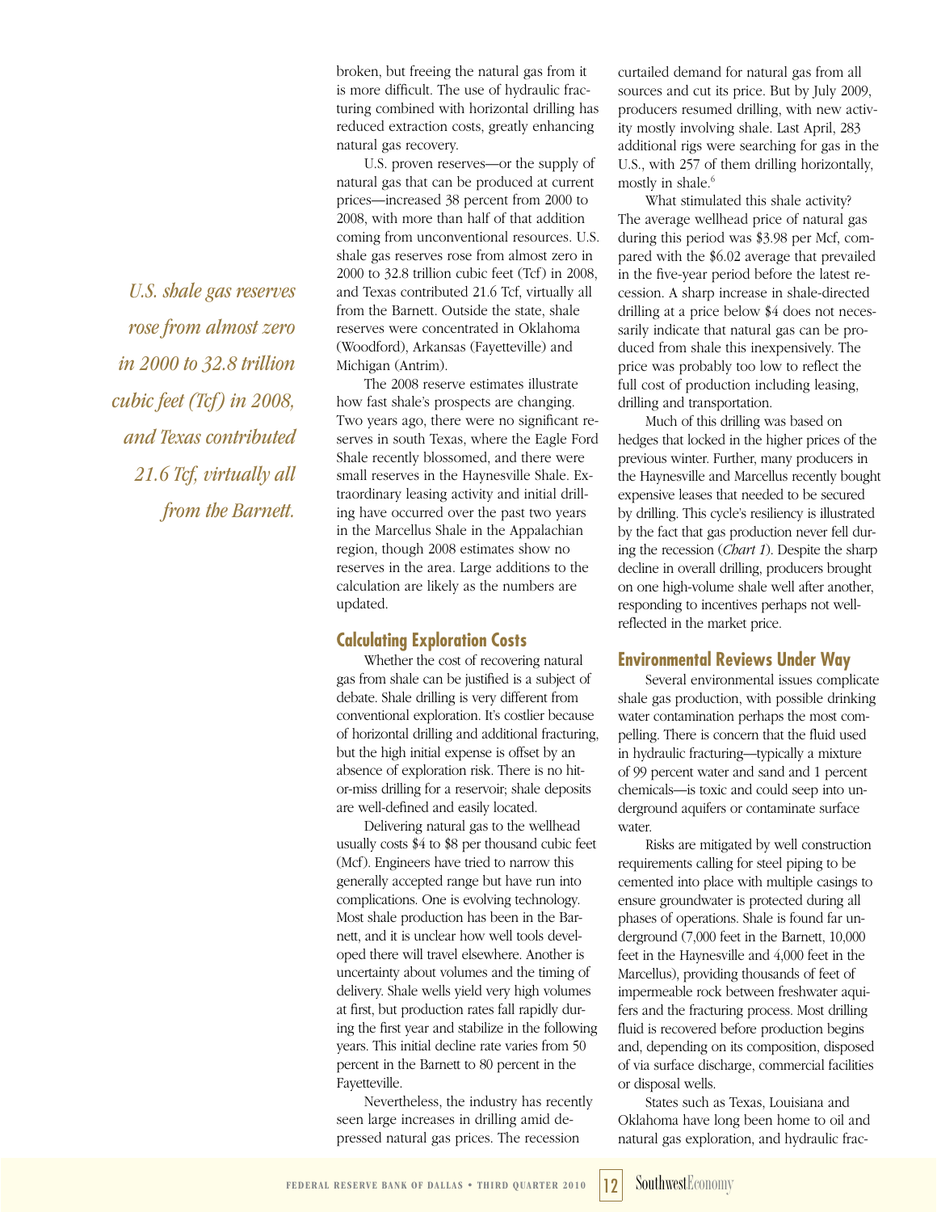broken, but freeing the natural gas from it is more difficult. The use of hydraulic fracturing combined with horizontal drilling has reduced extraction costs, greatly enhancing natural gas recovery.

U.S. proven reserves—or the supply of natural gas that can be produced at current prices—increased 38 percent from 2000 to 2008, with more than half of that addition coming from unconventional resources. U.S. shale gas reserves rose from almost zero in 2000 to 32.8 trillion cubic feet (Tcf) in 2008, and Texas contributed 21.6 Tcf, virtually all from the Barnett. Outside the state, shale reserves were concentrated in Oklahoma (Woodford), Arkansas (Fayetteville) and Michigan (Antrim).

*U.S. shale gas reserves rose from almost zero in 2000 to 32.8 trillion cubic feet (Tcf) in 2008, and Texas contributed 21.6 Tcf, virtually all from the Barnett.*

The 2008 reserve estimates illustrate how fast shale's prospects are changing. Two years ago, there were no significant reserves in south Texas, where the Eagle Ford Shale recently blossomed, and there were small reserves in the Haynesville Shale. Extraordinary leasing activity and initial drilling have occurred over the past two years in the Marcellus Shale in the Appalachian region, though 2008 estimates show no reserves in the area. Large additions to the calculation are likely as the numbers are updated.

## Calculating Exploration Costs

Whether the cost of recovering natural gas from shale can be justified is a subject of debate. Shale drilling is very different from conventional exploration. It's costlier because of horizontal drilling and additional fracturing, but the high initial expense is offset by an absence of exploration risk. There is no hit-or-miss drilling for a reservoir; shale deposits are well-defined and easily located.

Delivering natural gas to the wellhead usually costs \$4 to \$8 per thousand cubic feet (Mcf). Engineers have tried to narrow this generally accepted range but have run into complications. One is evolving technology. Most shale production has been in the Barnett, and it is unclear how well tools developed there will travel elsewhere. Another is uncertainty about volumes and the timing of delivery. Shale wells yield very high volumes at first, but production rates fall rapidly during the first year and stabilize in the following years. This initial decline rate varies from 50 percent in the Barnett to 80 percent in the Fayetteville.

Nevertheless, the industry has recently seen large increases in drilling amid depressed natural gas prices. The recession curtailed demand for natural gas from all sources and cut its price. But by July 2009, producers resumed drilling, with new activity mostly involving shale. Last April, 283 additional rigs were searching for gas in the U.S., with 257 of them drilling horizontally, mostly in shale.[6]

What stimulated this shale activity? The average wellhead price of natural gas during this period was \$3.98 per Mcf, compared with the \$6.02 average that prevailed in the five-year period before the latest recession. A sharp increase in shale-directed drilling at a price below \$4 does not necessarily indicate that natural gas can be produced from shale this inexpensively. The price was probably too low to reflect the full cost of production including leasing, drilling and transportation.

Much of this drilling was based on hedges that locked in the higher prices of the previous winter. Further, many producers in the Haynesville and Marcellus recently bought expensive leases that needed to be secured by drilling. This cycle's resiliency is illustrated by the fact that gas production never fell during the recession (*Chart 1*). Despite the sharp decline in overall drilling, producers brought on one high-volume shale well after another, responding to incentives perhaps not well-reflected in the market price.

## Environmental Reviews Under Way

Several environmental issues complicate shale gas production, with possible drinking water contamination perhaps the most compelling. There is concern that the fluid used in hydraulic fracturing—typically a mixture of 99 percent water and sand and 1 percent chemicals—is toxic and could seep into underground aquifers or contaminate surface water.

Risks are mitigated by well construction requirements calling for steel piping to be cemented into place with multiple casings to ensure groundwater is protected during all phases of operations. Shale is found far underground (7,000 feet in the Barnett, 10,000 feet in the Haynesville and 4,000 feet in the Marcellus), providing thousands of feet of impermeable rock between freshwater aquifers and the fracturing process. Most drilling fluid is recovered before production begins and, depending on its composition, disposed of via surface discharge, commercial facilities or disposal wells.

States such as Texas, Louisiana and Oklahoma have long been home to oil and natural gas exploration, and hydraulic frac-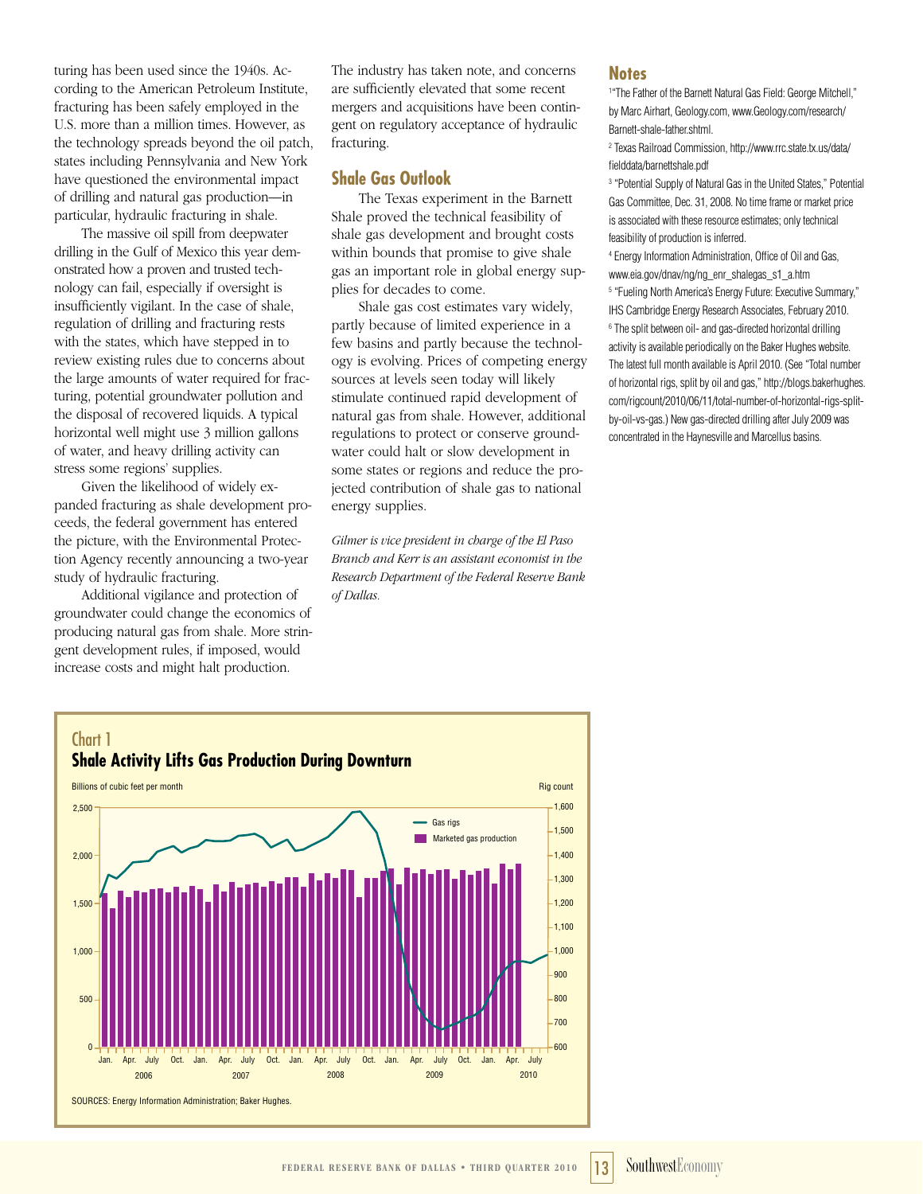turing has been used since the 1940s. According to the American Petroleum Institute, fracturing has been safely employed in the U.S. more than a million times. However, as the technology spreads beyond the oil patch, states including Pennsylvania and New York have questioned the environmental impact of drilling and natural gas production—in particular, hydraulic fracturing in shale.

The massive oil spill from deepwater drilling in the Gulf of Mexico this year demonstrated how a proven and trusted technology can fail, especially if oversight is insufficiently vigilant. In the case of shale, regulation of drilling and fracturing rests with the states, which have stepped in to review existing rules due to concerns about the large amounts of water required for fracturing, potential groundwater pollution and the disposal of recovered liquids. A typical horizontal well might use 3 million gallons of water, and heavy drilling activity can stress some regions' supplies.

Given the likelihood of widely expanded fracturing as shale development proceeds, the federal government has entered the picture, with the Environmental Protection Agency recently announcing a two-year study of hydraulic fracturing.

Additional vigilance and protection of groundwater could change the economics of producing natural gas from shale. More stringent development rules, if imposed, would increase costs and might halt production.

The industry has taken note, and concerns are sufficiently elevated that some recent mergers and acquisitions have been contingent on regulatory acceptance of hydraulic fracturing.

## Shale Gas Outlook

The Texas experiment in the Barnett Shale proved the technical feasibility of shale gas development and brought costs within bounds that promise to give shale gas an important role in global energy supplies for decades to come.

Shale gas cost estimates vary widely, partly because of limited experience in a few basins and partly because the technology is evolving. Prices of competing energy sources at levels seen today will likely stimulate continued rapid development of natural gas from shale. However, additional regulations to protect or conserve groundwater could halt or slow development in some states or regions and reduce the projected contribution of shale gas to national energy supplies.

*Gilmer is vice president in charge of the El Paso Branch and Kerr is an assistant economist in the Research Department of the Federal Reserve Bank of Dallas.*

## Notes

[1] "The Father of the Barnett Natural Gas Field: George Mitchell," by Marc Airhart, Geology.com, www.Geology.com/research/Barnett-shale-father.shtml.

[2] Texas Railroad Commission, http://www.rrc.state.tx.us/data/fielddata/barnettshale.pdf

[3] "Potential Supply of Natural Gas in the United States," Potential Gas Committee, Dec. 31, 2008. No time frame or market price is associated with these resource estimates; only technical feasibility of production is inferred.

[4] Energy Information Administration, Office of Oil and Gas, www.eia.gov/dnav/ng/ng_enr_shalegas_s1_a.htm

[5] "Fueling North America's Energy Future: Executive Summary," IHS Cambridge Energy Research Associates, February 2010.

[6] The split between oil- and gas-directed horizontal drilling activity is available periodically on the Baker Hughes website. The latest full month available is April 2010. (See "Total number of horizontal rigs, split by oil and gas," http://blogs.bakerhughes.com/rigcount/2010/06/11/total-number-of-horizontal-rigs-split-by-oil-vs-gas.) New gas-directed drilling after July 2009 was concentrated in the Haynesville and Marcellus basins.

### Chart 1
**Shale Activity Lifts Gas Production During Downturn**

Billions of cubic feet per month
Rig count

2,500
2,000
1,500
1,000
500
0

1,600
1,500
1,400
1,300
1,200
1,100
1,000
900
800
700
600

Gas rigs
Marketed gas production

Jan. Apr. July Oct. Jan. Apr. July Oct. Jan. Apr. July Oct. Jan. Apr. July Oct. Jan. Apr. July
2006 2007 2008 2009 2010

SOURCES: Energy Information Administration; Baker Hughes.